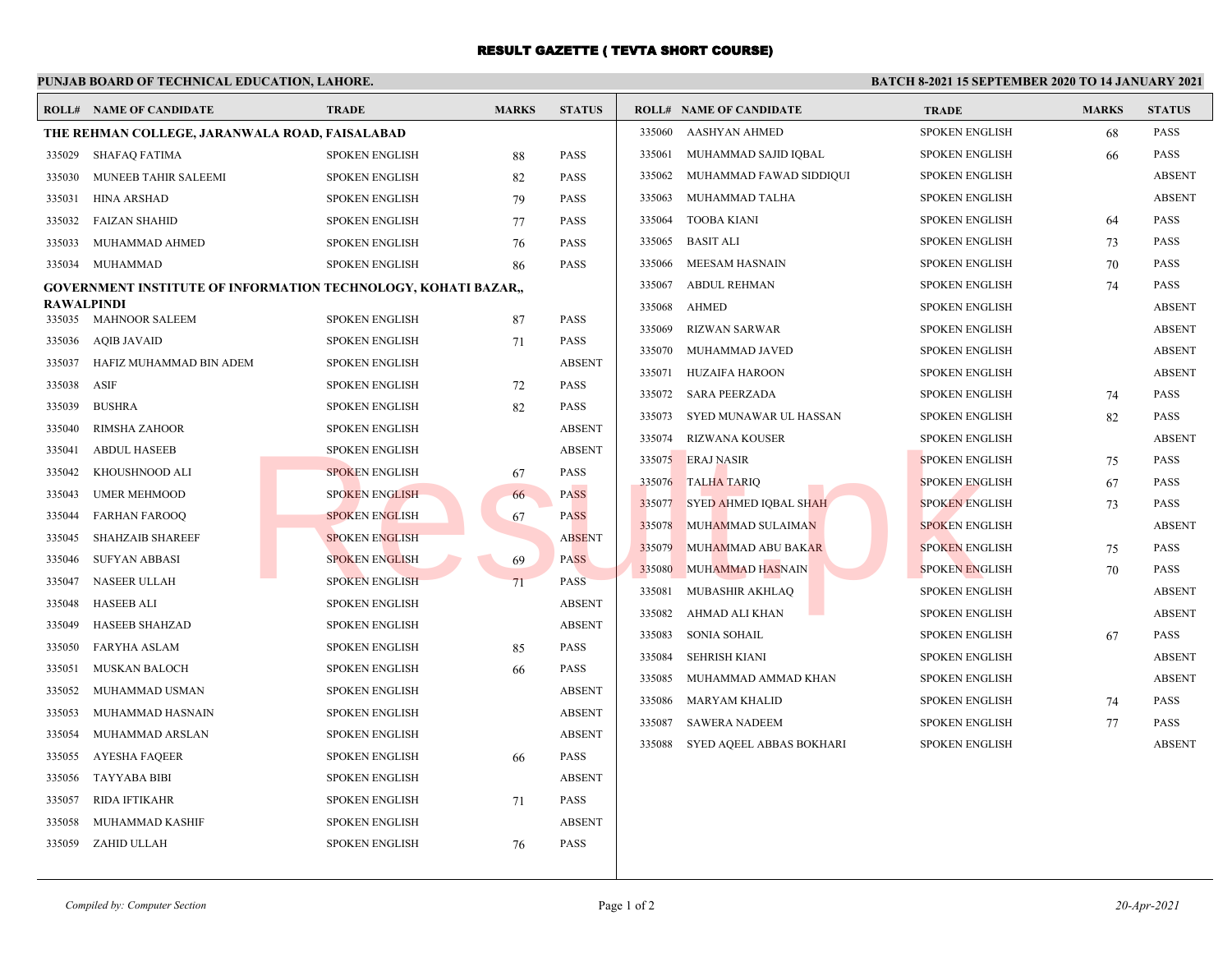# RESULT GAZETTE ( TEVTA SHORT COURSE)

**PUNJAB BOARD OF TECHNICAL EDUCATION, LAHORE.**

**BATCH 8-2021 15 SEPTEMBER 2020 TO 14 JANUARY 2021**

| ROLL# | NAME OF CANDIDATE | TRADE | MARKS | STATUS |
|---|---|---|---|---|
| **THE REHMAN COLLEGE, JARANWALA ROAD, FAISALABAD** | | | | |
| 335029 | SHAFAQ FATIMA | SPOKEN ENGLISH | 88 | PASS |
| 335030 | MUNEEB TAHIR SALEEMI | SPOKEN ENGLISH | 82 | PASS |
| 335031 | HINA ARSHAD | SPOKEN ENGLISH | 79 | PASS |
| 335032 | FAIZAN SHAHID | SPOKEN ENGLISH | 77 | PASS |
| 335033 | MUHAMMAD AHMED | SPOKEN ENGLISH | 76 | PASS |
| 335034 | MUHAMMAD | SPOKEN ENGLISH | 86 | PASS |
| **GOVERNMENT INSTITUTE OF INFORMATION TECHNOLOGY, KOHATI BAZAR,, RAWALPINDI** | | | | |
| 335035 | MAHNOOR SALEEM | SPOKEN ENGLISH | 87 | PASS |
| 335036 | AQIB JAVAID | SPOKEN ENGLISH | 71 | PASS |
| 335037 | HAFIZ MUHAMMAD BIN ADEM | SPOKEN ENGLISH | | ABSENT |
| 335038 | ASIF | SPOKEN ENGLISH | 72 | PASS |
| 335039 | BUSHRA | SPOKEN ENGLISH | 82 | PASS |
| 335040 | RIMSHA ZAHOOR | SPOKEN ENGLISH | | ABSENT |
| 335041 | ABDUL HASEEB | SPOKEN ENGLISH | | ABSENT |
| 335042 | KHOUSHNOOD ALI | SPOKEN ENGLISH | 67 | PASS |
| 335043 | UMER MEHMOOD | SPOKEN ENGLISH | 66 | PASS |
| 335044 | FARHAN FAROOQ | SPOKEN ENGLISH | 67 | PASS |
| 335045 | SHAHZAIB SHAREEF | SPOKEN ENGLISH | | ABSENT |
| 335046 | SUFYAN ABBASI | SPOKEN ENGLISH | 69 | PASS |
| 335047 | NASEER ULLAH | SPOKEN ENGLISH | 71 | PASS |
| 335048 | HASEEB ALI | SPOKEN ENGLISH | | ABSENT |
| 335049 | HASEEB SHAHZAD | SPOKEN ENGLISH | | ABSENT |
| 335050 | FARYHA ASLAM | SPOKEN ENGLISH | 85 | PASS |
| 335051 | MUSKAN BALOCH | SPOKEN ENGLISH | 66 | PASS |
| 335052 | MUHAMMAD USMAN | SPOKEN ENGLISH | | ABSENT |
| 335053 | MUHAMMAD HASNAIN | SPOKEN ENGLISH | | ABSENT |
| 335054 | MUHAMMAD ARSLAN | SPOKEN ENGLISH | | ABSENT |
| 335055 | AYESHA FAQEER | SPOKEN ENGLISH | 66 | PASS |
| 335056 | TAYYABA BIBI | SPOKEN ENGLISH | | ABSENT |
| 335057 | RIDA IFTIKAHR | SPOKEN ENGLISH | 71 | PASS |
| 335058 | MUHAMMAD KASHIF | SPOKEN ENGLISH | | ABSENT |
| 335059 | ZAHID ULLAH | SPOKEN ENGLISH | 76 | PASS |
| 335060 | AASHYAN AHMED | SPOKEN ENGLISH | 68 | PASS |
| 335061 | MUHAMMAD SAJID IQBAL | SPOKEN ENGLISH | 66 | PASS |
| 335062 | MUHAMMAD FAWAD SIDDIQUI | SPOKEN ENGLISH | | ABSENT |
| 335063 | MUHAMMAD TALHA | SPOKEN ENGLISH | | ABSENT |
| 335064 | TOOBA KIANI | SPOKEN ENGLISH | 64 | PASS |
| 335065 | BASIT ALI | SPOKEN ENGLISH | 73 | PASS |
| 335066 | MEESAM HASNAIN | SPOKEN ENGLISH | 70 | PASS |
| 335067 | ABDUL REHMAN | SPOKEN ENGLISH | 74 | PASS |
| 335068 | AHMED | SPOKEN ENGLISH | | ABSENT |
| 335069 | RIZWAN SARWAR | SPOKEN ENGLISH | | ABSENT |
| 335070 | MUHAMMAD JAVED | SPOKEN ENGLISH | | ABSENT |
| 335071 | HUZAIFA HAROON | SPOKEN ENGLISH | | ABSENT |
| 335072 | SARA PEERZADA | SPOKEN ENGLISH | 74 | PASS |
| 335073 | SYED MUNAWAR UL HASSAN | SPOKEN ENGLISH | 82 | PASS |
| 335074 | RIZWANA KOUSER | SPOKEN ENGLISH | | ABSENT |
| 335075 | ERAJ NASIR | SPOKEN ENGLISH | 75 | PASS |
| 335076 | TALHA TARIQ | SPOKEN ENGLISH | 67 | PASS |
| 335077 | SYED AHMED IQBAL SHAH | SPOKEN ENGLISH | 73 | PASS |
| 335078 | MUHAMMAD SULAIMAN | SPOKEN ENGLISH | | ABSENT |
| 335079 | MUHAMMAD ABU BAKAR | SPOKEN ENGLISH | 75 | PASS |
| 335080 | MUHAMMAD HASNAIN | SPOKEN ENGLISH | 70 | PASS |
| 335081 | MUBASHIR AKHLAQ | SPOKEN ENGLISH | | ABSENT |
| 335082 | AHMAD ALI KHAN | SPOKEN ENGLISH | | ABSENT |
| 335083 | SONIA SOHAIL | SPOKEN ENGLISH | 67 | PASS |
| 335084 | SEHRISH KIANI | SPOKEN ENGLISH | | ABSENT |
| 335085 | MUHAMMAD AMMAD KHAN | SPOKEN ENGLISH | | ABSENT |
| 335086 | MARYAM KHALID | SPOKEN ENGLISH | 74 | PASS |
| 335087 | SAWERA NADEEM | SPOKEN ENGLISH | 77 | PASS |
| 335088 | SYED AQEEL ABBAS BOKHARI | SPOKEN ENGLISH | | ABSENT |

*Compiled by: Computer Section*

*20-Apr-2021*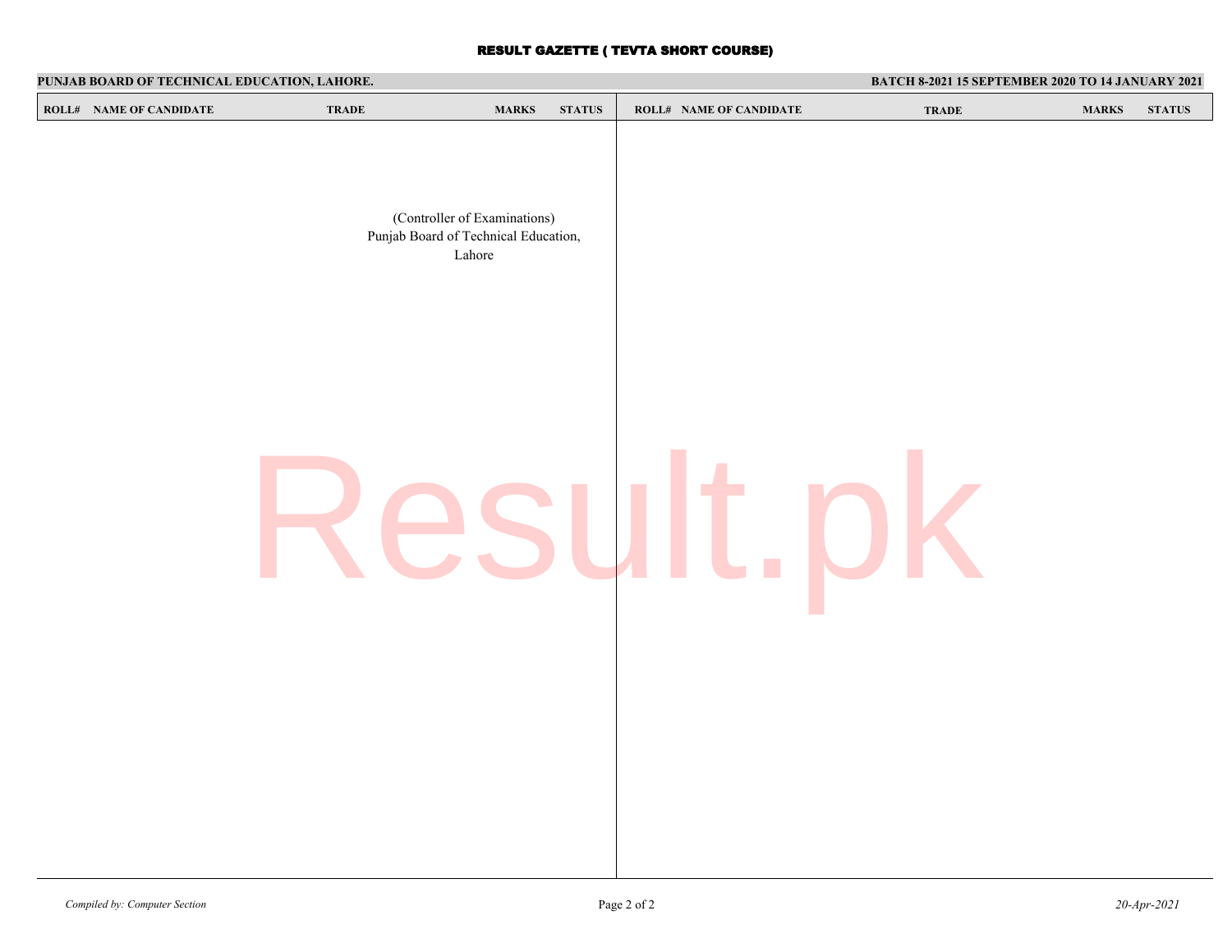## RESULT GAZETTE ( TEVTA SHORT COURSE)

**PUNJAB BOARD OF TECHNICAL EDUCATION, LAHORE.** **BATCH 8-2021 15 SEPTEMBER 2020 TO 14 JANUARY 2021**

| ROLL# | NAME OF CANDIDATE | TRADE | MARKS | STATUS | ROLL# | NAME OF CANDIDATE | TRADE | MARKS | STATUS |
|---|---|---|---|---|---|---|---|---|---|

(Controller of Examinations)
Punjab Board of Technical Education,
Lahore

*Compiled by: Computer Section*

*20-Apr-2021*